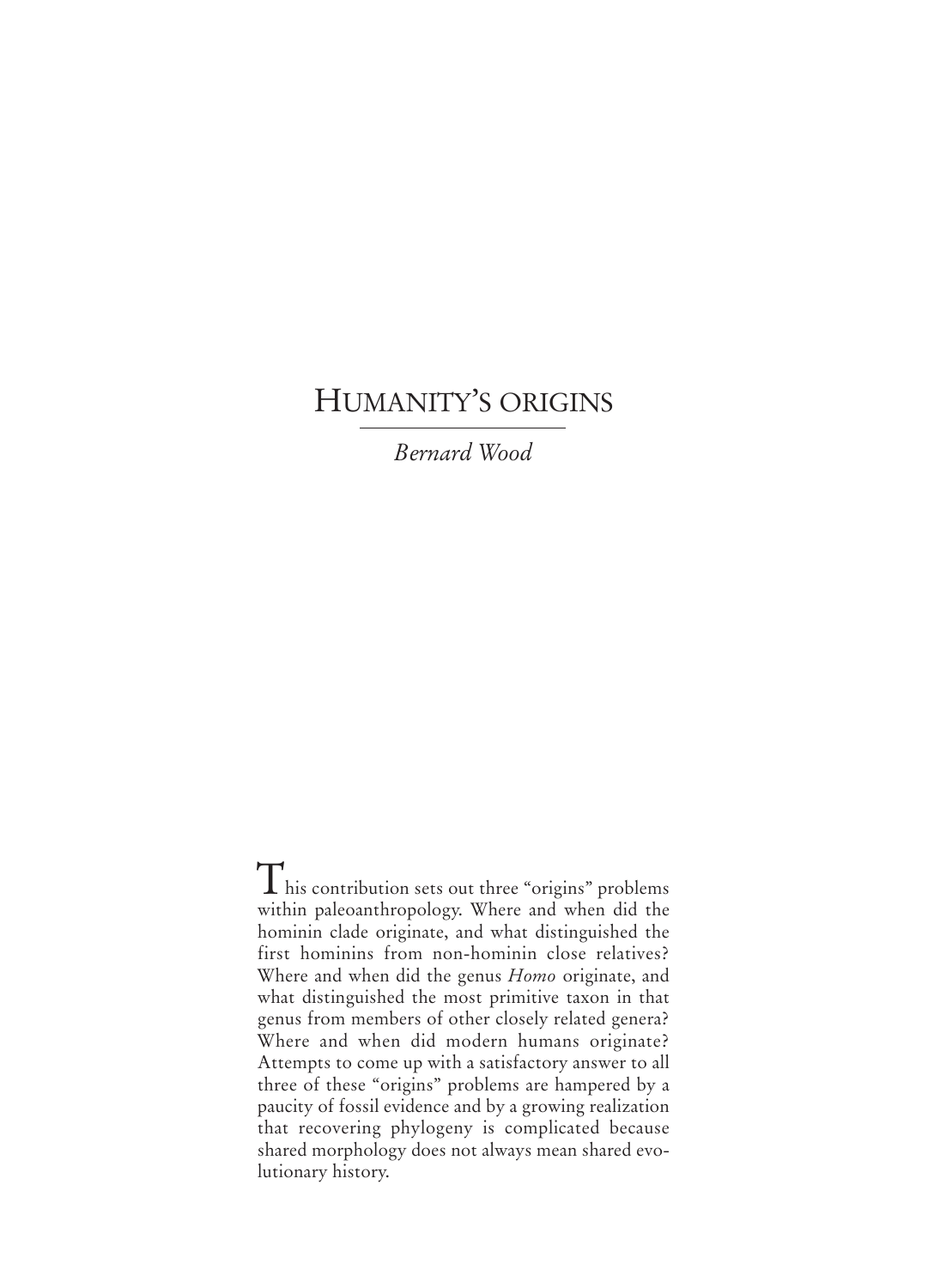# Humanity's origins

*Bernard Wood*

This contribution sets out three "origins" problems within paleoanthropology. Where and when did the hominin clade originate, and what distinguished the first hominins from non-hominin close relatives? Where and when did the genus *Homo* originate, and what distinguished the most primitive taxon in that genus from members of other closely related genera? Where and when did modern humans originate? Attempts to come up with a satisfactory answer to all three of these "origins" problems are hampered by a paucity of fossil evidence and by a growing realization that recovering phylogeny is complicated because shared morphology does not always mean shared evolutionary history.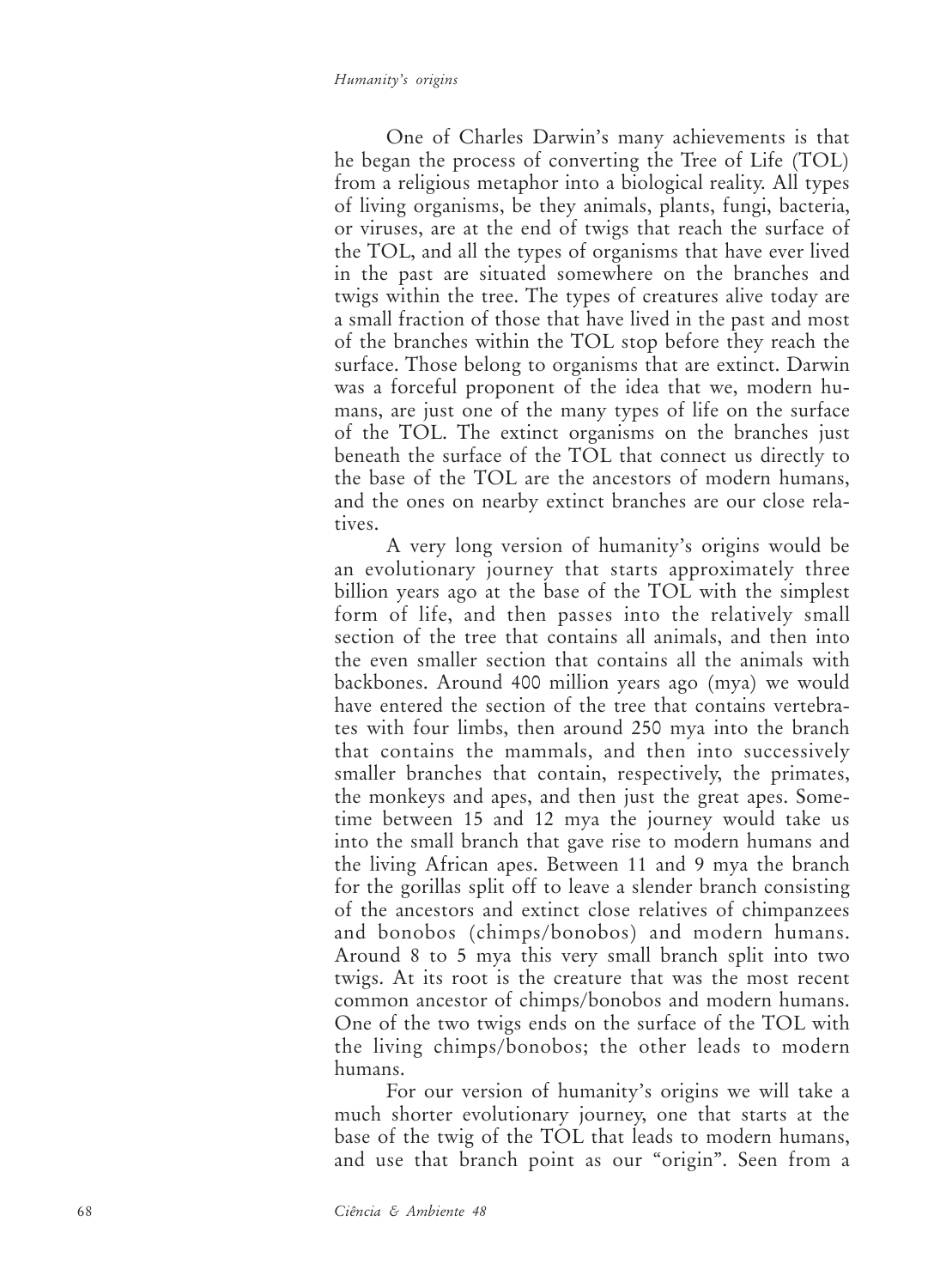One of Charles Darwin's many achievements is that he began the process of converting the Tree of Life (TOL) from a religious metaphor into a biological reality. All types of living organisms, be they animals, plants, fungi, bacteria, or viruses, are at the end of twigs that reach the surface of the TOL, and all the types of organisms that have ever lived in the past are situated somewhere on the branches and twigs within the tree. The types of creatures alive today are a small fraction of those that have lived in the past and most of the branches within the TOL stop before they reach the surface. Those belong to organisms that are extinct. Darwin was a forceful proponent of the idea that we, modern humans, are just one of the many types of life on the surface of the TOL. The extinct organisms on the branches just beneath the surface of the TOL that connect us directly to the base of the TOL are the ancestors of modern humans, and the ones on nearby extinct branches are our close relatives.

A very long version of humanity's origins would be an evolutionary journey that starts approximately three billion years ago at the base of the TOL with the simplest form of life, and then passes into the relatively small section of the tree that contains all animals, and then into the even smaller section that contains all the animals with backbones. Around 400 million years ago (mya) we would have entered the section of the tree that contains vertebrates with four limbs, then around 250 mya into the branch that contains the mammals, and then into successively smaller branches that contain, respectively, the primates, the monkeys and apes, and then just the great apes. Sometime between 15 and 12 mya the journey would take us into the small branch that gave rise to modern humans and the living African apes. Between 11 and 9 mya the branch for the gorillas split off to leave a slender branch consisting of the ancestors and extinct close relatives of chimpanzees and bonobos (chimps/bonobos) and modern humans. Around 8 to 5 mya this very small branch split into two twigs. At its root is the creature that was the most recent common ancestor of chimps/bonobos and modern humans. One of the two twigs ends on the surface of the TOL with the living chimps/bonobos; the other leads to modern humans.

For our version of humanity's origins we will take a much shorter evolutionary journey, one that starts at the base of the twig of the TOL that leads to modern humans, and use that branch point as our "origin". Seen from a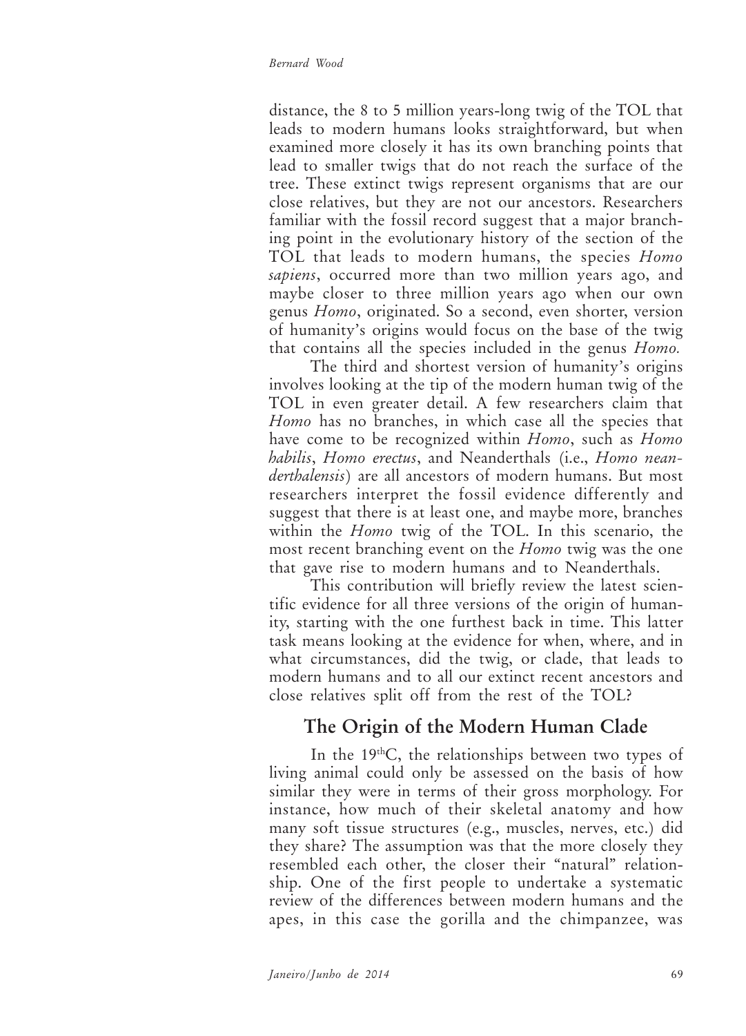distance, the 8 to 5 million years-long twig of the TOL that leads to modern humans looks straightforward, but when examined more closely it has its own branching points that lead to smaller twigs that do not reach the surface of the tree. These extinct twigs represent organisms that are our close relatives, but they are not our ancestors. Researchers familiar with the fossil record suggest that a major branching point in the evolutionary history of the section of the TOL that leads to modern humans, the species *Homo sapiens*, occurred more than two million years ago, and maybe closer to three million years ago when our own genus *Homo*, originated. So a second, even shorter, version of humanity's origins would focus on the base of the twig that contains all the species included in the genus *Homo.*

The third and shortest version of humanity's origins involves looking at the tip of the modern human twig of the TOL in even greater detail. A few researchers claim that *Homo* has no branches, in which case all the species that have come to be recognized within *Homo*, such as *Homo habilis*, *Homo erectus*, and Neanderthals (i.e., *Homo neanderthalensis*) are all ancestors of modern humans. But most researchers interpret the fossil evidence differently and suggest that there is at least one, and maybe more, branches within the *Homo* twig of the TOL. In this scenario, the most recent branching event on the *Homo* twig was the one that gave rise to modern humans and to Neanderthals.

This contribution will briefly review the latest scientific evidence for all three versions of the origin of humanity, starting with the one furthest back in time. This latter task means looking at the evidence for when, where, and in what circumstances, did the twig, or clade, that leads to modern humans and to all our extinct recent ancestors and close relatives split off from the rest of the TOL?

## The Origin of the Modern Human Clade

In the 19$^{th}$C, the relationships between two types of living animal could only be assessed on the basis of how similar they were in terms of their gross morphology. For instance, how much of their skeletal anatomy and how many soft tissue structures (e.g., muscles, nerves, etc.) did they share? The assumption was that the more closely they resembled each other, the closer their "natural" relationship. One of the first people to undertake a systematic review of the differences between modern humans and the apes, in this case the gorilla and the chimpanzee, was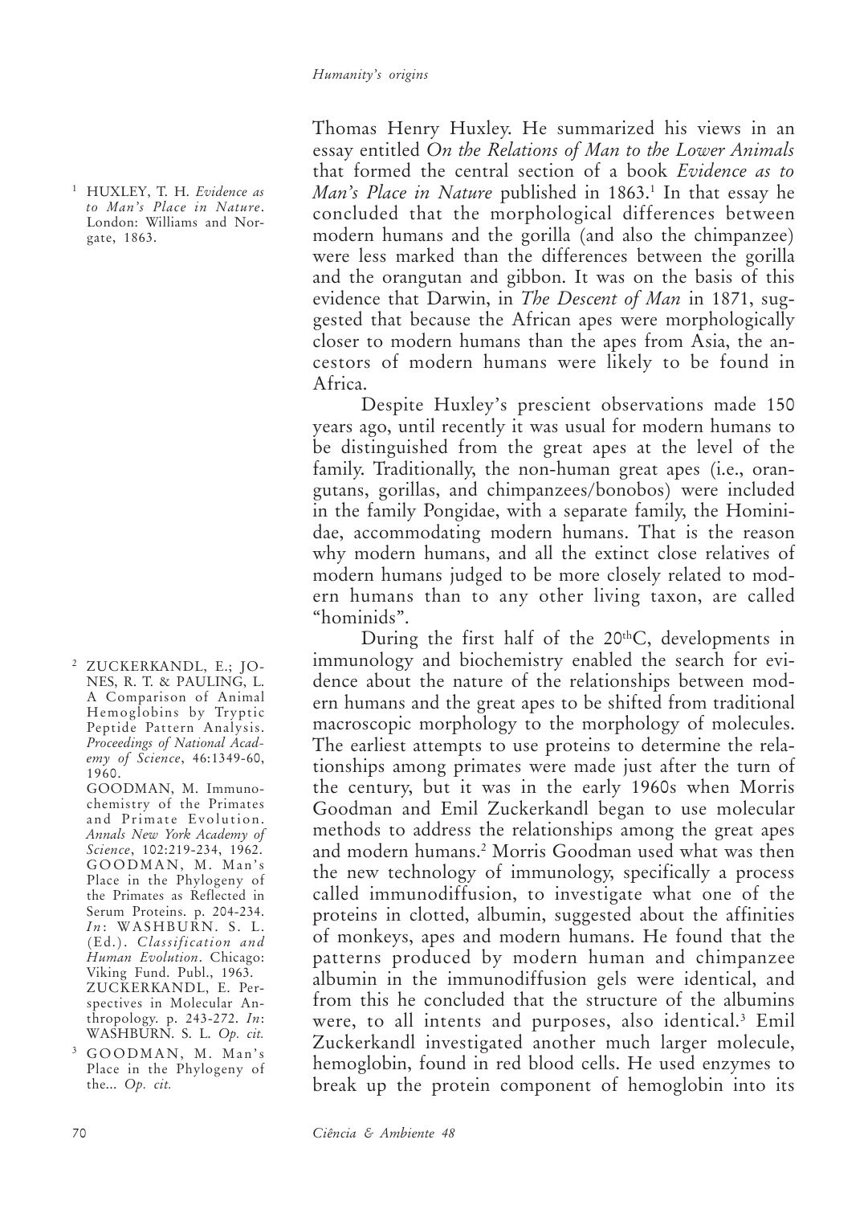Thomas Henry Huxley. He summarized his views in an essay entitled *On the Relations of Man to the Lower Animals* that formed the central section of a book *Evidence as to Man's Place in Nature* published in 1863.[1] In that essay he concluded that the morphological differences between modern humans and the gorilla (and also the chimpanzee) were less marked than the differences between the gorilla and the orangutan and gibbon. It was on the basis of this evidence that Darwin, in *The Descent of Man* in 1871, suggested that because the African apes were morphologically closer to modern humans than the apes from Asia, the ancestors of modern humans were likely to be found in Africa.

Despite Huxley's prescient observations made 150 years ago, until recently it was usual for modern humans to be distinguished from the great apes at the level of the family. Traditionally, the non-human great apes (i.e., orangutans, gorillas, and chimpanzees/bonobos) were included in the family Pongidae, with a separate family, the Hominidae, accommodating modern humans. That is the reason why modern humans, and all the extinct close relatives of modern humans judged to be more closely related to modern humans than to any other living taxon, are called "hominids".

During the first half of the 20thC, developments in immunology and biochemistry enabled the search for evidence about the nature of the relationships between modern humans and the great apes to be shifted from traditional macroscopic morphology to the morphology of molecules. The earliest attempts to use proteins to determine the relationships among primates were made just after the turn of the century, but it was in the early 1960s when Morris Goodman and Emil Zuckerkandl began to use molecular methods to address the relationships among the great apes and modern humans.[2] Morris Goodman used what was then the new technology of immunology, specifically a process called immunodiffusion, to investigate what one of the proteins in clotted, albumin, suggested about the affinities of monkeys, apes and modern humans. He found that the patterns produced by modern human and chimpanzee albumin in the immunodiffusion gels were identical, and from this he concluded that the structure of the albumins were, to all intents and purposes, also identical.[3] Emil Zuckerkandl investigated another much larger molecule, hemoglobin, found in red blood cells. He used enzymes to break up the protein component of hemoglobin into its

---

[1] HUXLEY, T. H. *Evidence as to Man's Place in Nature*. London: Williams and Norgate, 1863.

[2] ZUCKERKANDL, E.; JONES, R. T. & PAULING, L. A Comparison of Animal Hemoglobins by Tryptic Peptide Pattern Analysis. *Proceedings of National Academy of Science*, 46:1349-60, 1960.
GOODMAN, M. Immunochemistry of the Primates and Primate Evolution. *Annals New York Academy of Science*, 102:219-234, 1962.
GOODMAN, M. Man's Place in the Phylogeny of the Primates as Reflected in Serum Proteins. p. 204-234. *In*: WASHBURN. S. L. (Ed.). *Classification and Human Evolution*. Chicago: Viking Fund. Publ., 1963.
ZUCKERKANDL, E. Perspectives in Molecular Anthropology. p. 243-272. *In*: WASHBURN. S. L. *Op. cit.*

[3] GOODMAN, M. Man's Place in the Phylogeny of the... *Op. cit.*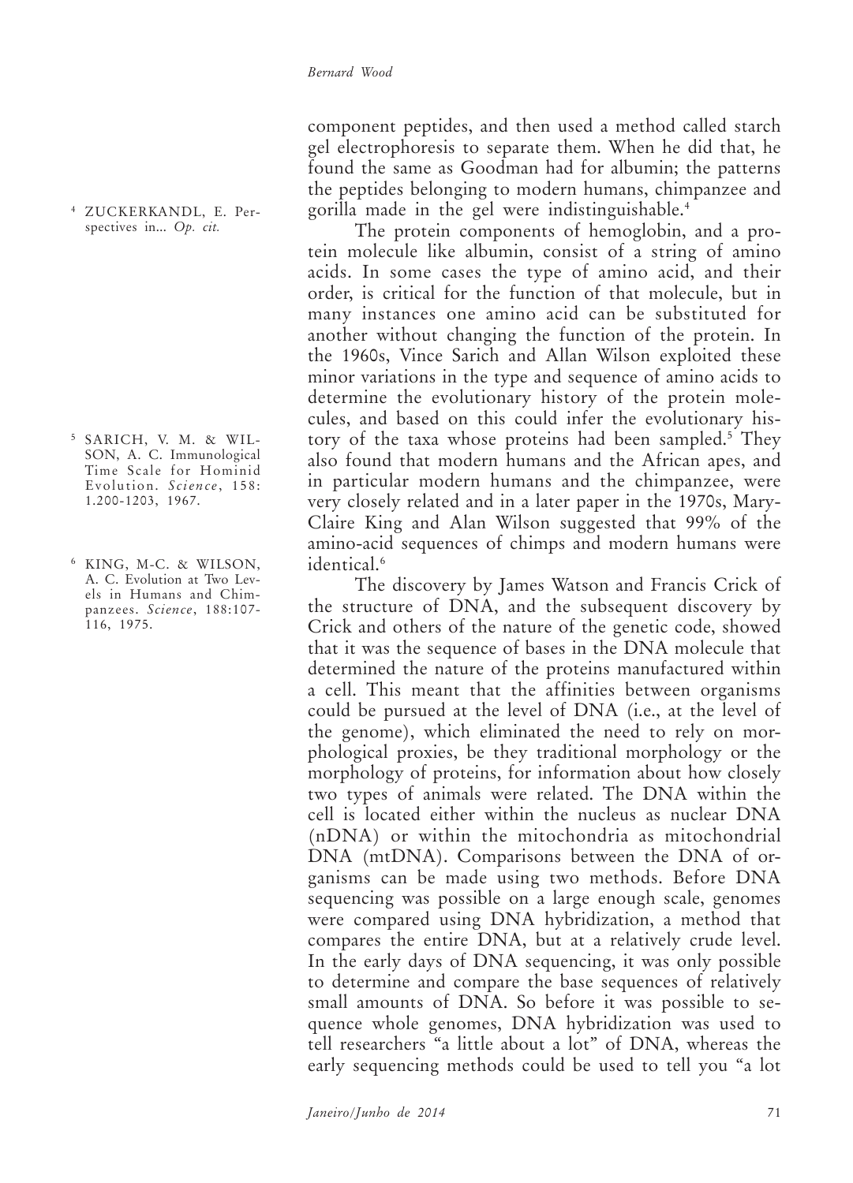component peptides, and then used a method called starch gel electrophoresis to separate them. When he did that, he found the same as Goodman had for albumin; the patterns the peptides belonging to modern humans, chimpanzee and gorilla made in the gel were indistinguishable.[4]

The protein components of hemoglobin, and a protein molecule like albumin, consist of a string of amino acids. In some cases the type of amino acid, and their order, is critical for the function of that molecule, but in many instances one amino acid can be substituted for another without changing the function of the protein. In the 1960s, Vince Sarich and Allan Wilson exploited these minor variations in the type and sequence of amino acids to determine the evolutionary history of the protein molecules, and based on this could infer the evolutionary history of the taxa whose proteins had been sampled.[5] They also found that modern humans and the African apes, and in particular modern humans and the chimpanzee, were very closely related and in a later paper in the 1970s, Mary-Claire King and Alan Wilson suggested that 99% of the amino-acid sequences of chimps and modern humans were identical.[6]

The discovery by James Watson and Francis Crick of the structure of DNA, and the subsequent discovery by Crick and others of the nature of the genetic code, showed that it was the sequence of bases in the DNA molecule that determined the nature of the proteins manufactured within a cell. This meant that the affinities between organisms could be pursued at the level of DNA (i.e., at the level of the genome), which eliminated the need to rely on morphological proxies, be they traditional morphology or the morphology of proteins, for information about how closely two types of animals were related. The DNA within the cell is located either within the nucleus as nuclear DNA (nDNA) or within the mitochondria as mitochondrial DNA (mtDNA). Comparisons between the DNA of organisms can be made using two methods. Before DNA sequencing was possible on a large enough scale, genomes were compared using DNA hybridization, a method that compares the entire DNA, but at a relatively crude level. In the early days of DNA sequencing, it was only possible to determine and compare the base sequences of relatively small amounts of DNA. So before it was possible to sequence whole genomes, DNA hybridization was used to tell researchers "a little about a lot" of DNA, whereas the early sequencing methods could be used to tell you "a lot

[4] ZUCKERKANDL, E. Perspectives in... *Op. cit.*

[5] SARICH, V. M. & WILSON, A. C. Immunological Time Scale for Hominid Evolution. *Science*, 158: 1.200-1203, 1967.

[6] KING, M-C. & WILSON, A. C. Evolution at Two Levels in Humans and Chimpanzees. *Science*, 188:107-116, 1975.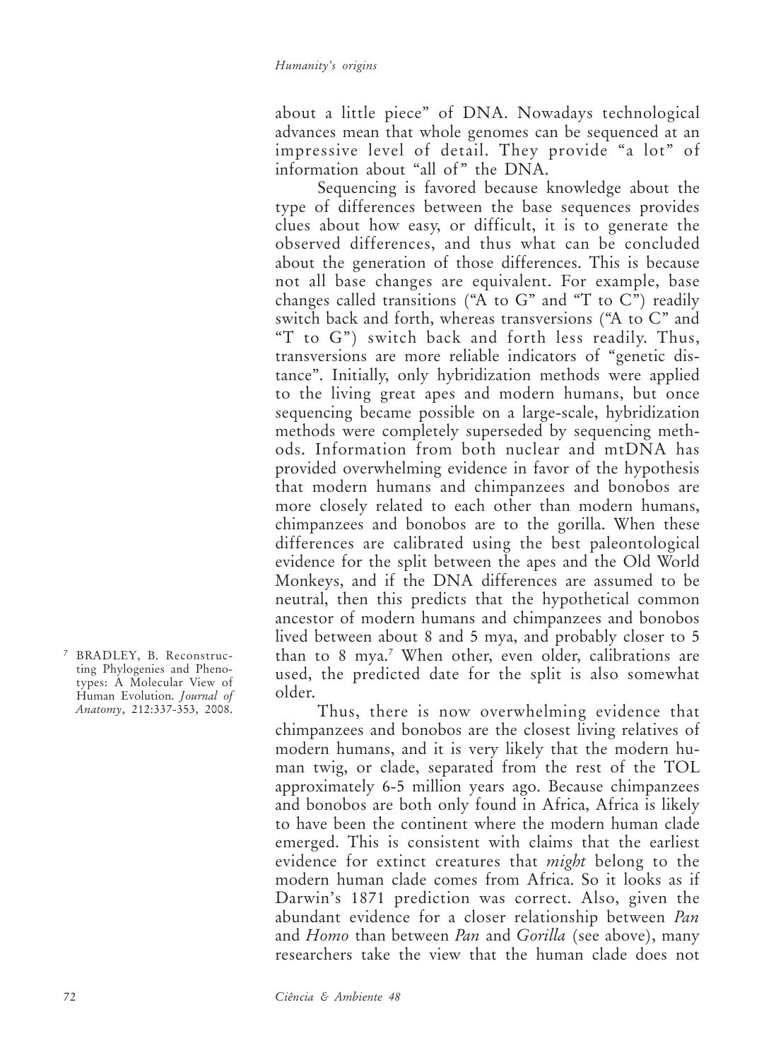about a little piece" of DNA. Nowadays technological advances mean that whole genomes can be sequenced at an impressive level of detail. They provide "a lot" of information about "all of" the DNA.

Sequencing is favored because knowledge about the type of differences between the base sequences provides clues about how easy, or difficult, it is to generate the observed differences, and thus what can be concluded about the generation of those differences. This is because not all base changes are equivalent. For example, base changes called transitions ("A to G" and "T to C") readily switch back and forth, whereas transversions ("A to C" and "T to G") switch back and forth less readily. Thus, transversions are more reliable indicators of "genetic distance". Initially, only hybridization methods were applied to the living great apes and modern humans, but once sequencing became possible on a large-scale, hybridization methods were completely superseded by sequencing methods. Information from both nuclear and mtDNA has provided overwhelming evidence in favor of the hypothesis that modern humans and chimpanzees and bonobos are more closely related to each other than modern humans, chimpanzees and bonobos are to the gorilla. When these differences are calibrated using the best paleontological evidence for the split between the apes and the Old World Monkeys, and if the DNA differences are assumed to be neutral, then this predicts that the hypothetical common ancestor of modern humans and chimpanzees and bonobos lived between about 8 and 5 mya, and probably closer to 5 than to 8 mya.[7] When other, even older, calibrations are used, the predicted date for the split is also somewhat older.

Thus, there is now overwhelming evidence that chimpanzees and bonobos are the closest living relatives of modern humans, and it is very likely that the modern human twig, or clade, separated from the rest of the TOL approximately 6-5 million years ago. Because chimpanzees and bonobos are both only found in Africa, Africa is likely to have been the continent where the modern human clade emerged. This is consistent with claims that the earliest evidence for extinct creatures that *might* belong to the modern human clade comes from Africa. So it looks as if Darwin's 1871 prediction was correct. Also, given the abundant evidence for a closer relationship between *Pan* and *Homo* than between *Pan* and *Gorilla* (see above), many researchers take the view that the human clade does not

[7] BRADLEY, B. Reconstructing Phylogenies and Phenotypes: A Molecular View of Human Evolution. *Journal of Anatomy*, 212:337-353, 2008.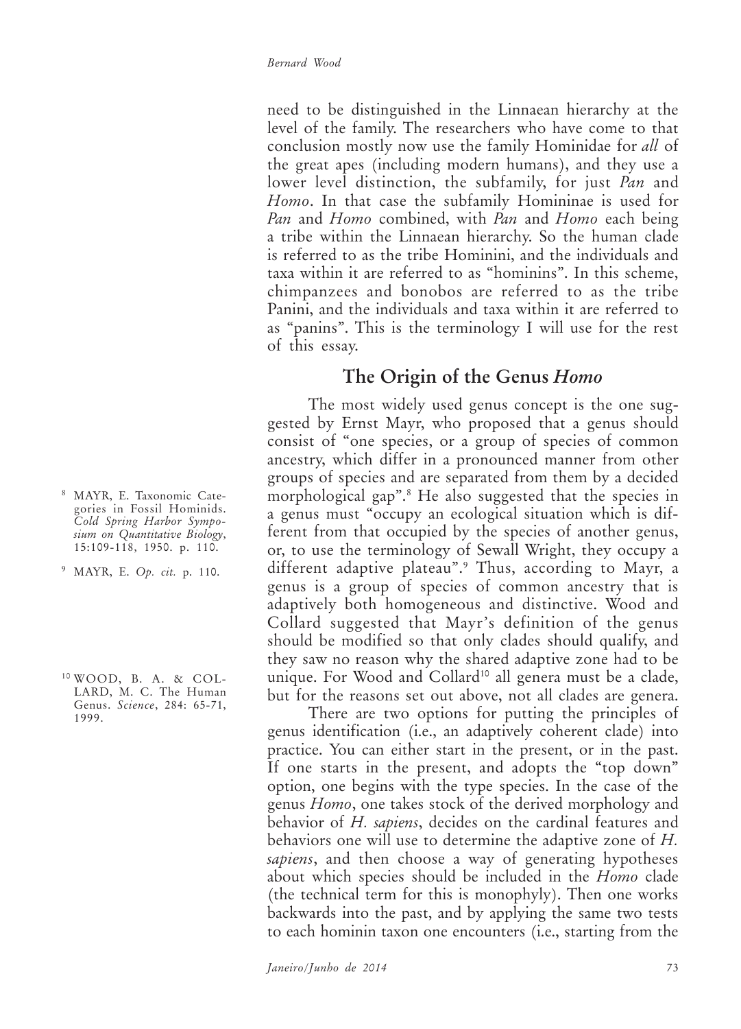need to be distinguished in the Linnaean hierarchy at the level of the family. The researchers who have come to that conclusion mostly now use the family Hominidae for *all* of the great apes (including modern humans), and they use a lower level distinction, the subfamily, for just *Pan* and *Homo*. In that case the subfamily Homininae is used for *Pan* and *Homo* combined, with *Pan* and *Homo* each being a tribe within the Linnaean hierarchy. So the human clade is referred to as the tribe Hominini, and the individuals and taxa within it are referred to as "hominins". In this scheme, chimpanzees and bonobos are referred to as the tribe Panini, and the individuals and taxa within it are referred to as "panins". This is the terminology I will use for the rest of this essay.

## The Origin of the Genus *Homo*

The most widely used genus concept is the one suggested by Ernst Mayr, who proposed that a genus should consist of "one species, or a group of species of common ancestry, which differ in a pronounced manner from other groups of species and are separated from them by a decided morphological gap".[8] He also suggested that the species in a genus must "occupy an ecological situation which is different from that occupied by the species of another genus, or, to use the terminology of Sewall Wright, they occupy a different adaptive plateau".[9] Thus, according to Mayr, a genus is a group of species of common ancestry that is adaptively both homogeneous and distinctive. Wood and Collard suggested that Mayr's definition of the genus should be modified so that only clades should qualify, and they saw no reason why the shared adaptive zone had to be unique. For Wood and Collard[10] all genera must be a clade, but for the reasons set out above, not all clades are genera.

There are two options for putting the principles of genus identification (i.e., an adaptively coherent clade) into practice. You can either start in the present, or in the past. If one starts in the present, and adopts the "top down" option, one begins with the type species. In the case of the genus *Homo*, one takes stock of the derived morphology and behavior of *H. sapiens*, decides on the cardinal features and behaviors one will use to determine the adaptive zone of *H. sapiens*, and then choose a way of generating hypotheses about which species should be included in the *Homo* clade (the technical term for this is monophyly). Then one works backwards into the past, and by applying the same two tests to each hominin taxon one encounters (i.e., starting from the

[8] MAYR, E. Taxonomic Categories in Fossil Hominids. *Cold Spring Harbor Symposium on Quantitative Biology*, 15:109-118, 1950. p. 110.

[9] MAYR, E. *Op. cit.* p. 110.

[10] WOOD, B. A. & COLLARD, M. C. The Human Genus. *Science*, 284: 65-71, 1999.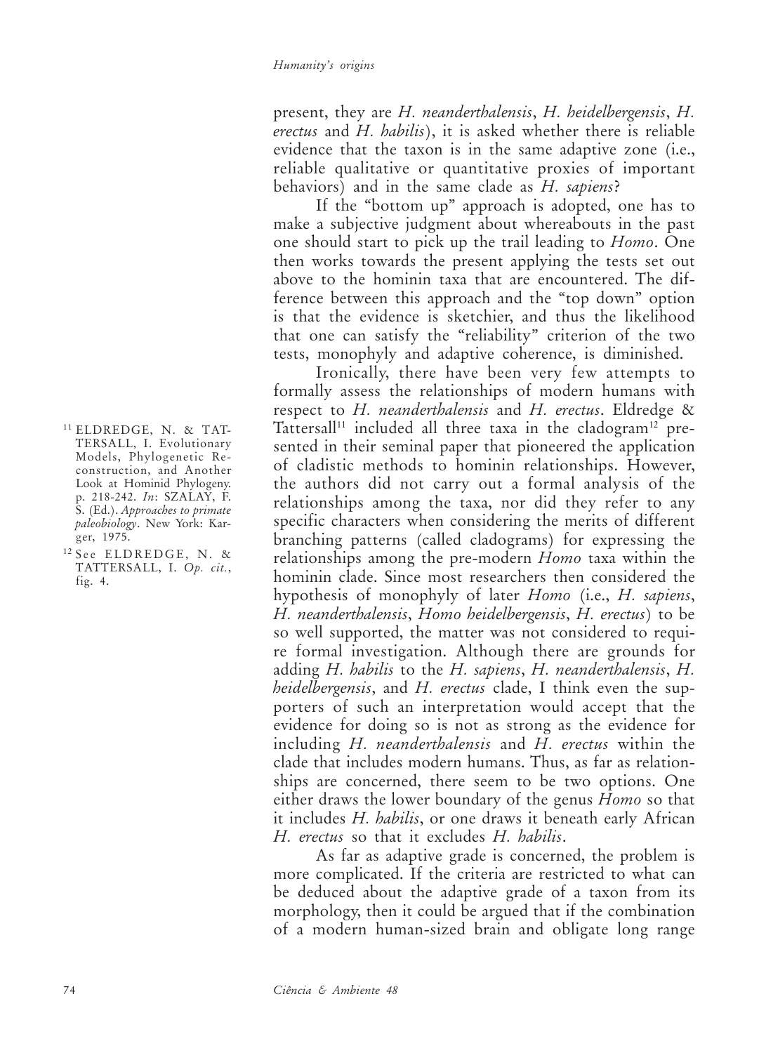present, they are *H. neanderthalensis*, *H. heidelbergensis*, *H. erectus* and *H. habilis*), it is asked whether there is reliable evidence that the taxon is in the same adaptive zone (i.e., reliable qualitative or quantitative proxies of important behaviors) and in the same clade as *H. sapiens*?

If the "bottom up" approach is adopted, one has to make a subjective judgment about whereabouts in the past one should start to pick up the trail leading to *Homo*. One then works towards the present applying the tests set out above to the hominin taxa that are encountered. The difference between this approach and the "top down" option is that the evidence is sketchier, and thus the likelihood that one can satisfy the "reliability" criterion of the two tests, monophyly and adaptive coherence, is diminished.

Ironically, there have been very few attempts to formally assess the relationships of modern humans with respect to *H. neanderthalensis* and *H. erectus*. Eldredge & Tattersall[11] included all three taxa in the cladogram[12] presented in their seminal paper that pioneered the application of cladistic methods to hominin relationships. However, the authors did not carry out a formal analysis of the relationships among the taxa, nor did they refer to any specific characters when considering the merits of different branching patterns (called cladograms) for expressing the relationships among the pre-modern *Homo* taxa within the hominin clade. Since most researchers then considered the hypothesis of monophyly of later *Homo* (i.e., *H. sapiens*, *H. neanderthalensis*, *Homo heidelbergensis*, *H. erectus*) to be so well supported, the matter was not considered to require formal investigation. Although there are grounds for adding *H. habilis* to the *H. sapiens*, *H. neanderthalensis*, *H. heidelbergensis*, and *H. erectus* clade, I think even the supporters of such an interpretation would accept that the evidence for doing so is not as strong as the evidence for including *H. neanderthalensis* and *H. erectus* within the clade that includes modern humans. Thus, as far as relationships are concerned, there seem to be two options. One either draws the lower boundary of the genus *Homo* so that it includes *H. habilis*, or one draws it beneath early African *H. erectus* so that it excludes *H. habilis*.

As far as adaptive grade is concerned, the problem is more complicated. If the criteria are restricted to what can be deduced about the adaptive grade of a taxon from its morphology, then it could be argued that if the combination of a modern human-sized brain and obligate long range

[11] ELDREDGE, N. & TATTERSALL, I. Evolutionary Models, Phylogenetic Reconstruction, and Another Look at Hominid Phylogeny. p. 218-242. *In*: SZALAY, F. S. (Ed.). *Approaches to primate paleobiology*. New York: Karger, 1975.

[12] See ELDREDGE, N. & TATTERSALL, I. *Op. cit.*, fig. 4.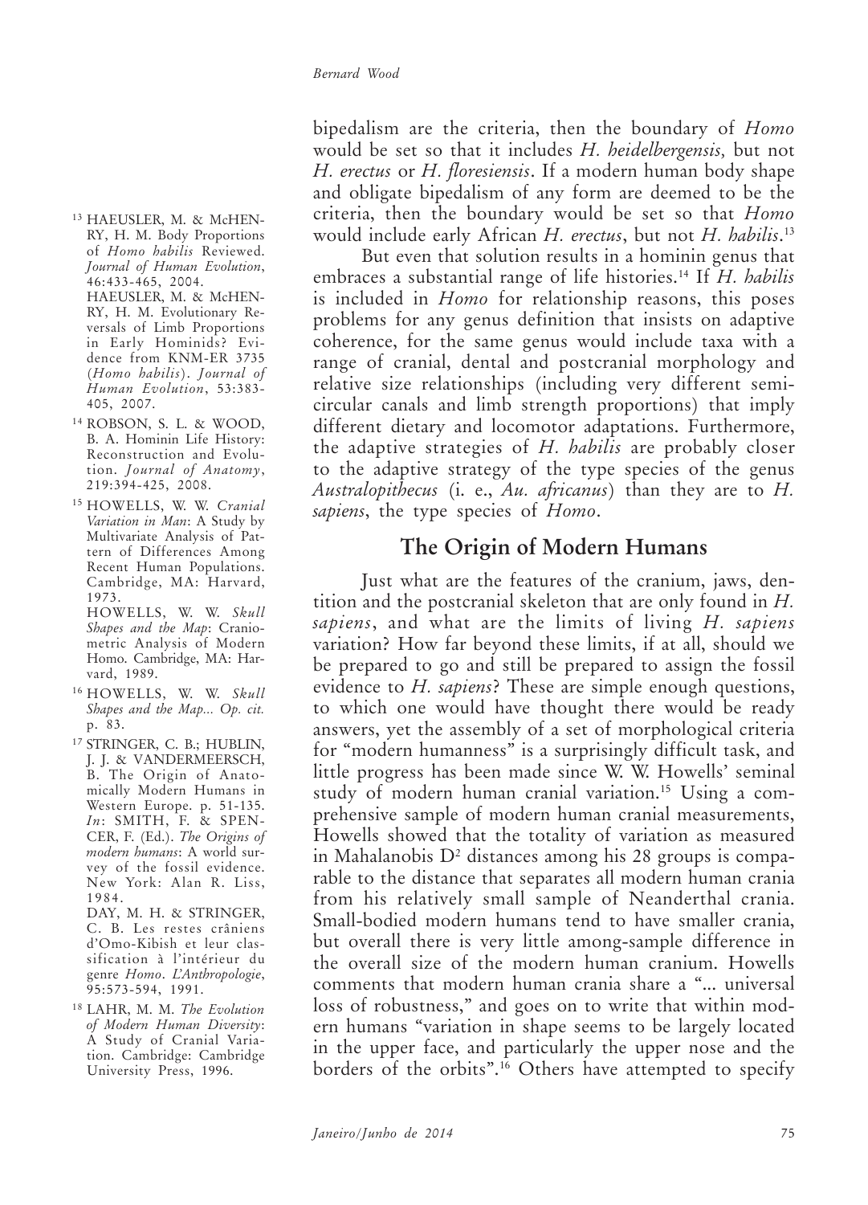bipedalism are the criteria, then the boundary of *Homo* would be set so that it includes *H. heidelbergensis,* but not *H. erectus* or *H. floresiensis*. If a modern human body shape and obligate bipedalism of any form are deemed to be the criteria, then the boundary would be set so that *Homo* would include early African *H. erectus*, but not *H. habilis*.[13]

But even that solution results in a hominin genus that embraces a substantial range of life histories.[14] If *H. habilis* is included in *Homo* for relationship reasons, this poses problems for any genus definition that insists on adaptive coherence, for the same genus would include taxa with a range of cranial, dental and postcranial morphology and relative size relationships (including very different semicircular canals and limb strength proportions) that imply different dietary and locomotor adaptations. Furthermore, the adaptive strategies of *H. habilis* are probably closer to the adaptive strategy of the type species of the genus *Australopithecus* (i. e., *Au. africanus*) than they are to *H. sapiens*, the type species of *Homo*.

## The Origin of Modern Humans

Just what are the features of the cranium, jaws, dentition and the postcranial skeleton that are only found in *H. sapiens*, and what are the limits of living *H. sapiens* variation? How far beyond these limits, if at all, should we be prepared to go and still be prepared to assign the fossil evidence to *H. sapiens*? These are simple enough questions, to which one would have thought there would be ready answers, yet the assembly of a set of morphological criteria for "modern humanness" is a surprisingly difficult task, and little progress has been made since W. W. Howells' seminal study of modern human cranial variation.[15] Using a comprehensive sample of modern human cranial measurements, Howells showed that the totality of variation as measured in Mahalanobis $D^2$ distances among his 28 groups is comparable to the distance that separates all modern human crania from his relatively small sample of Neanderthal crania. Small-bodied modern humans tend to have smaller crania, but overall there is very little among-sample difference in the overall size of the modern human cranium. Howells comments that modern human crania share a "... universal loss of robustness," and goes on to write that within modern humans "variation in shape seems to be largely located in the upper face, and particularly the upper nose and the borders of the orbits".[16] Others have attempted to specify

---

[13] HAEUSLER, M. & McHENRY, H. M. Body Proportions of *Homo habilis* Reviewed. *Journal of Human Evolution*, 46:433-465, 2004.
HAEUSLER, M. & McHENRY, H. M. Evolutionary Reversals of Limb Proportions in Early Hominids? Evidence from KNM-ER 3735 (*Homo habilis*). *Journal of Human Evolution*, 53:383-405, 2007.

[14] ROBSON, S. L. & WOOD, B. A. Hominin Life History: Reconstruction and Evolution. *Journal of Anatomy*, 219:394-425, 2008.

[15] HOWELLS, W. W. *Cranial Variation in Man*: A Study by Multivariate Analysis of Pattern of Differences Among Recent Human Populations. Cambridge, MA: Harvard, 1973.
HOWELLS, W. W. *Skull Shapes and the Map*: Craniometric Analysis of Modern Homo. Cambridge, MA: Harvard, 1989.

[16] HOWELLS, W. W. *Skull Shapes and the Map... Op. cit.* p. 83.

[17] STRINGER, C. B.; HUBLIN, J. J. & VANDERMEERSCH, B. The Origin of Anatomically Modern Humans in Western Europe. p. 51-135. *In*: SMITH, F. & SPENCER, F. (Ed.). *The Origins of modern humans*: A world survey of the fossil evidence. New York: Alan R. Liss, 1984.
DAY, M. H. & STRINGER, C. B. Les restes crâniens d'Omo-Kibish et leur classification à l'intérieur du genre *Homo*. *L'Anthropologie*, 95:573-594, 1991.

[18] LAHR, M. M. *The Evolution of Modern Human Diversity*: A Study of Cranial Variation. Cambridge: Cambridge University Press, 1996.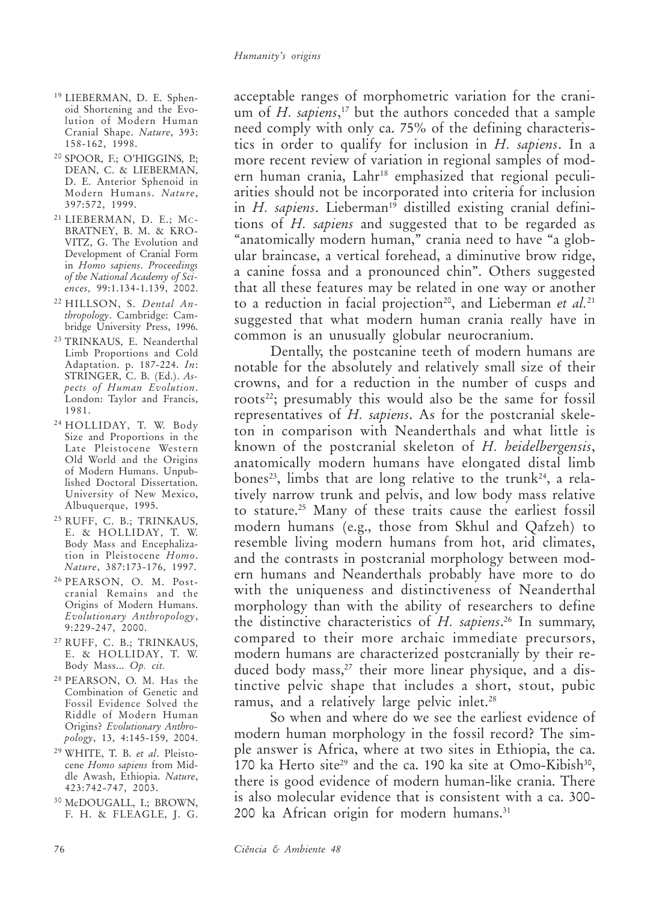acceptable ranges of morphometric variation for the cranium of *H. sapiens*,[17] but the authors conceded that a sample need comply with only ca. 75% of the defining characteristics in order to qualify for inclusion in *H. sapiens*. In a more recent review of variation in regional samples of modern human crania, Lahr[18] emphasized that regional peculiarities should not be incorporated into criteria for inclusion in *H. sapiens*. Lieberman[19] distilled existing cranial definitions of *H. sapiens* and suggested that to be regarded as "anatomically modern human," crania need to have "a globular braincase, a vertical forehead, a diminutive brow ridge, a canine fossa and a pronounced chin". Others suggested that all these features may be related in one way or another to a reduction in facial projection[20], and Lieberman *et al.*[21] suggested that what modern human crania really have in common is an unusually globular neurocranium.

Dentally, the postcanine teeth of modern humans are notable for the absolutely and relatively small size of their crowns, and for a reduction in the number of cusps and roots[22]; presumably this would also be the same for fossil representatives of *H. sapiens*. As for the postcranial skeleton in comparison with Neanderthals and what little is known of the postcranial skeleton of *H. heidelbergensis*, anatomically modern humans have elongated distal limb bones[23], limbs that are long relative to the trunk[24], a relatively narrow trunk and pelvis, and low body mass relative to stature.[25] Many of these traits cause the earliest fossil modern humans (e.g., those from Skhul and Qafzeh) to resemble living modern humans from hot, arid climates, and the contrasts in postcranial morphology between modern humans and Neanderthals probably have more to do with the uniqueness and distinctiveness of Neanderthal morphology than with the ability of researchers to define the distinctive characteristics of *H. sapiens*.[26] In summary, compared to their more archaic immediate precursors, modern humans are characterized postcranially by their reduced body mass,[27] their more linear physique, and a distinctive pelvic shape that includes a short, stout, pubic ramus, and a relatively large pelvic inlet.[28]

So when and where do we see the earliest evidence of modern human morphology in the fossil record? The simple answer is Africa, where at two sites in Ethiopia, the ca. 170 ka Herto site[29] and the ca. 190 ka site at Omo-Kibish[30], there is good evidence of modern human-like crania. There is also molecular evidence that is consistent with a ca. 300-200 ka African origin for modern humans.[31]

---

[19] LIEBERMAN, D. E. Sphenoid Shortening and the Evolution of Modern Human Cranial Shape. *Nature*, 393: 158-162, 1998.

[20] SPOOR, F.; O'HIGGINS, P.; DEAN, C. & LIEBERMAN, D. E. Anterior Sphenoid in Modern Humans. *Nature*, 397:572, 1999.

[21] LIEBERMAN, D. E.; McBRATNEY, B. M. & KROVITZ, G. The Evolution and Development of Cranial Form in *Homo sapiens*. *Proceedings of the National Academy of Sciences,* 99:1.134-1.139, 2002.

[22] HILLSON, S. *Dental Anthropology*. Cambridge: Cambridge University Press, 1996.

[23] TRINKAUS, E. Neanderthal Limb Proportions and Cold Adaptation. p. 187-224. *In*: STRINGER, C. B. (Ed.). *Aspects of Human Evolution*. London: Taylor and Francis, 1981.

[24] HOLLIDAY, T. W. Body Size and Proportions in the Late Pleistocene Western Old World and the Origins of Modern Humans. Unpublished Doctoral Dissertation. University of New Mexico, Albuquerque, 1995.

[25] RUFF, C. B.; TRINKAUS, E. & HOLLIDAY, T. W. Body Mass and Encephalization in Pleistocene *Homo*. *Nature*, 387:173-176, 1997.

[26] PEARSON, O. M. Postcranial Remains and the Origins of Modern Humans. *Evolutionary Anthropology*, 9:229-247, 2000.

[27] RUFF, C. B.; TRINKAUS, E. & HOLLIDAY, T. W. Body Mass... *Op. cit.*

[28] PEARSON, O. M. Has the Combination of Genetic and Fossil Evidence Solved the Riddle of Modern Human Origins? *Evolutionary Anthropology*, 13, 4:145-159, 2004.

[29] WHITE, T. B. *et al*. Pleistocene *Homo sapiens* from Middle Awash, Ethiopia. *Nature*, 423:742-747, 2003.

[30] McDOUGALL, I.; BROWN, F. H. & FLEAGLE, J. G.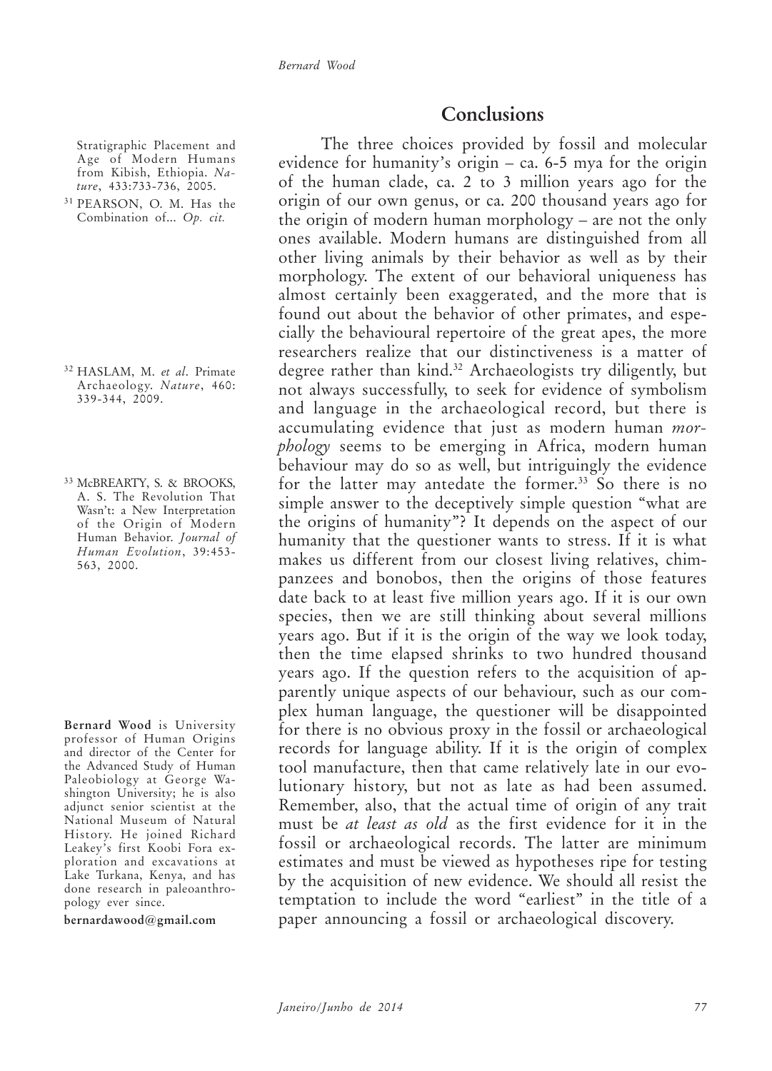## Conclusions

The three choices provided by fossil and molecular evidence for humanity's origin – ca. 6-5 mya for the origin of the human clade, ca. 2 to 3 million years ago for the origin of our own genus, or ca. 200 thousand years ago for the origin of modern human morphology – are not the only ones available. Modern humans are distinguished from all other living animals by their behavior as well as by their morphology. The extent of our behavioral uniqueness has almost certainly been exaggerated, and the more that is found out about the behavior of other primates, and especially the behavioural repertoire of the great apes, the more researchers realize that our distinctiveness is a matter of degree rather than kind.[32] Archaeologists try diligently, but not always successfully, to seek for evidence of symbolism and language in the archaeological record, but there is accumulating evidence that just as modern human *morphology* seems to be emerging in Africa, modern human behaviour may do so as well, but intriguingly the evidence for the latter may antedate the former.[33] So there is no simple answer to the deceptively simple question "what are the origins of humanity"? It depends on the aspect of our humanity that the questioner wants to stress. If it is what makes us different from our closest living relatives, chimpanzees and bonobos, then the origins of those features date back to at least five million years ago. If it is our own species, then we are still thinking about several millions years ago. But if it is the origin of the way we look today, then the time elapsed shrinks to two hundred thousand years ago. If the question refers to the acquisition of apparently unique aspects of our behaviour, such as our complex human language, the questioner will be disappointed for there is no obvious proxy in the fossil or archaeological records for language ability. If it is the origin of complex tool manufacture, then that came relatively late in our evolutionary history, but not as late as had been assumed. Remember, also, that the actual time of origin of any trait must be *at least as old* as the first evidence for it in the fossil or archaeological records. The latter are minimum estimates and must be viewed as hypotheses ripe for testing by the acquisition of new evidence. We should all resist the temptation to include the word "earliest" in the title of a paper announcing a fossil or archaeological discovery.

---

Stratigraphic Placement and Age of Modern Humans from Kibish, Ethiopia. *Nature*, 433:733-736, 2005.

31 PEARSON, O. M. Has the Combination of... *Op. cit.*

32 HASLAM, M. *et al*. Primate Archaeology. *Nature*, 460: 339-344, 2009.

33 McBREARTY, S. & BROOKS, A. S. The Revolution That Wasn't: a New Interpretation of the Origin of Modern Human Behavior. *Journal of Human Evolution*, 39:453-563, 2000.

**Bernard Wood** is University professor of Human Origins and director of the Center for the Advanced Study of Human Paleobiology at George Washington University; he is also adjunct senior scientist at the National Museum of Natural History. He joined Richard Leakey's first Koobi Fora exploration and excavations at Lake Turkana, Kenya, and has done research in paleoanthropology ever since.

**bernardawood@gmail.com**